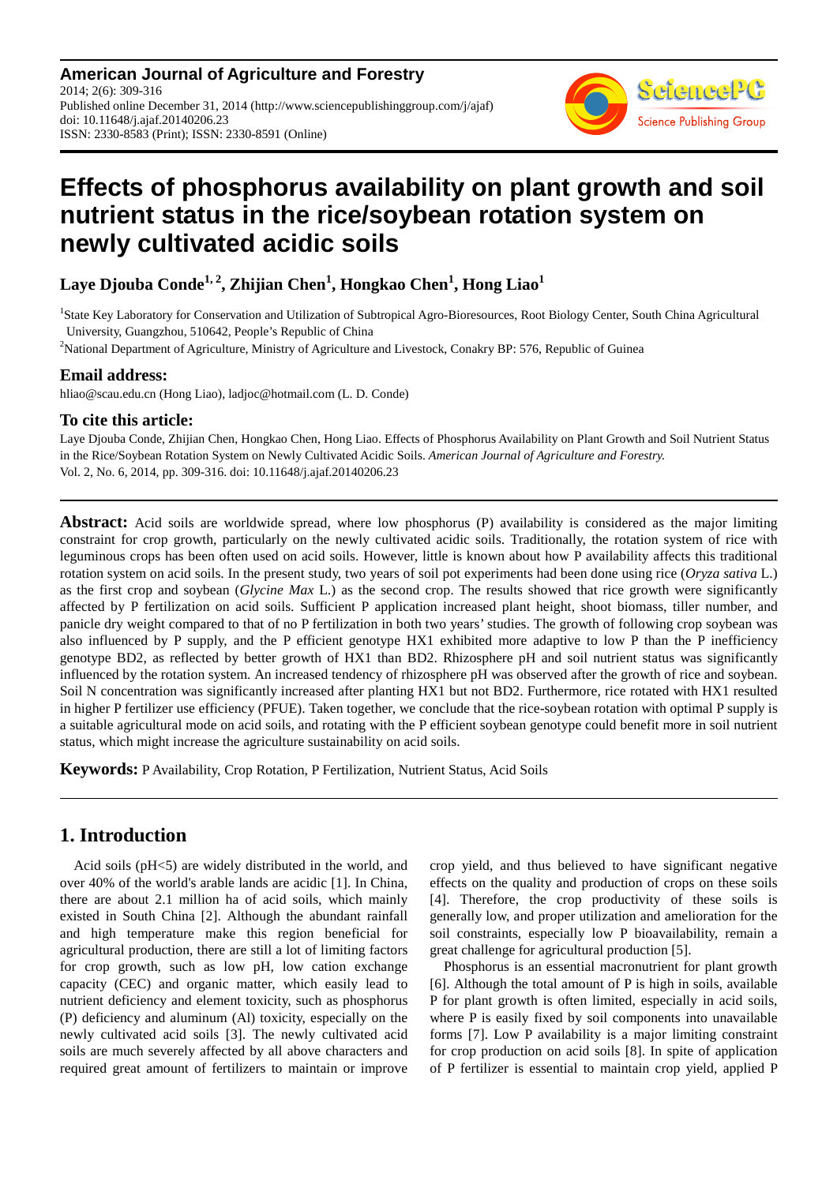**American Journal of Agriculture and Forestry**
2014; 2(6): 309-316
Published online December 31, 2014 (http://www.sciencepublishinggroup.com/j/ajaf)
doi: 10.11648/j.ajaf.20140206.23
ISSN: 2330-8583 (Print); ISSN: 2330-8591 (Online)

# Effects of phosphorus availability on plant growth and soil nutrient status in the rice/soybean rotation system on newly cultivated acidic soils

**Laye Djouba Conde[1, 2], Zhijian Chen[1], Hongkao Chen[1], Hong Liao[1]**

[1]State Key Laboratory for Conservation and Utilization of Subtropical Agro-Bioresources, Root Biology Center, South China Agricultural University, Guangzhou, 510642, People's Republic of China

[2]National Department of Agriculture, Ministry of Agriculture and Livestock, Conakry BP: 576, Republic of Guinea

### Email address:

hliao@scau.edu.cn (Hong Liao), ladjoc@hotmail.com (L. D. Conde)

### To cite this article:

Laye Djouba Conde, Zhijian Chen, Hongkao Chen, Hong Liao. Effects of Phosphorus Availability on Plant Growth and Soil Nutrient Status in the Rice/Soybean Rotation System on Newly Cultivated Acidic Soils. *American Journal of Agriculture and Forestry.* Vol. 2, No. 6, 2014, pp. 309-316. doi: 10.11648/j.ajaf.20140206.23

**Abstract:** Acid soils are worldwide spread, where low phosphorus (P) availability is considered as the major limiting constraint for crop growth, particularly on the newly cultivated acidic soils. Traditionally, the rotation system of rice with leguminous crops has been often used on acid soils. However, little is known about how P availability affects this traditional rotation system on acid soils. In the present study, two years of soil pot experiments had been done using rice (*Oryza sativa* L.) as the first crop and soybean (*Glycine Max* L.) as the second crop. The results showed that rice growth were significantly affected by P fertilization on acid soils. Sufficient P application increased plant height, shoot biomass, tiller number, and panicle dry weight compared to that of no P fertilization in both two years' studies. The growth of following crop soybean was also influenced by P supply, and the P efficient genotype HX1 exhibited more adaptive to low P than the P inefficiency genotype BD2, as reflected by better growth of HX1 than BD2. Rhizosphere pH and soil nutrient status was significantly influenced by the rotation system. An increased tendency of rhizosphere pH was observed after the growth of rice and soybean. Soil N concentration was significantly increased after planting HX1 but not BD2. Furthermore, rice rotated with HX1 resulted in higher P fertilizer use efficiency (PFUE). Taken together, we conclude that the rice-soybean rotation with optimal P supply is a suitable agricultural mode on acid soils, and rotating with the P efficient soybean genotype could benefit more in soil nutrient status, which might increase the agriculture sustainability on acid soils.

**Keywords:** P Availability, Crop Rotation, P Fertilization, Nutrient Status, Acid Soils

## 1. Introduction

Acid soils (pH<5) are widely distributed in the world, and over 40% of the world's arable lands are acidic [1]. In China, there are about 2.1 million ha of acid soils, which mainly existed in South China [2]. Although the abundant rainfall and high temperature make this region beneficial for agricultural production, there are still a lot of limiting factors for crop growth, such as low pH, low cation exchange capacity (CEC) and organic matter, which easily lead to nutrient deficiency and element toxicity, such as phosphorus (P) deficiency and aluminum (Al) toxicity, especially on the newly cultivated acid soils [3]. The newly cultivated acid soils are much severely affected by all above characters and required great amount of fertilizers to maintain or improve crop yield, and thus believed to have significant negative effects on the quality and production of crops on these soils [4]. Therefore, the crop productivity of these soils is generally low, and proper utilization and amelioration for the soil constraints, especially low P bioavailability, remain a great challenge for agricultural production [5].

Phosphorus is an essential macronutrient for plant growth [6]. Although the total amount of P is high in soils, available P for plant growth is often limited, especially in acid soils, where P is easily fixed by soil components into unavailable forms [7]. Low P availability is a major limiting constraint for crop production on acid soils [8]. In spite of application of P fertilizer is essential to maintain crop yield, applied P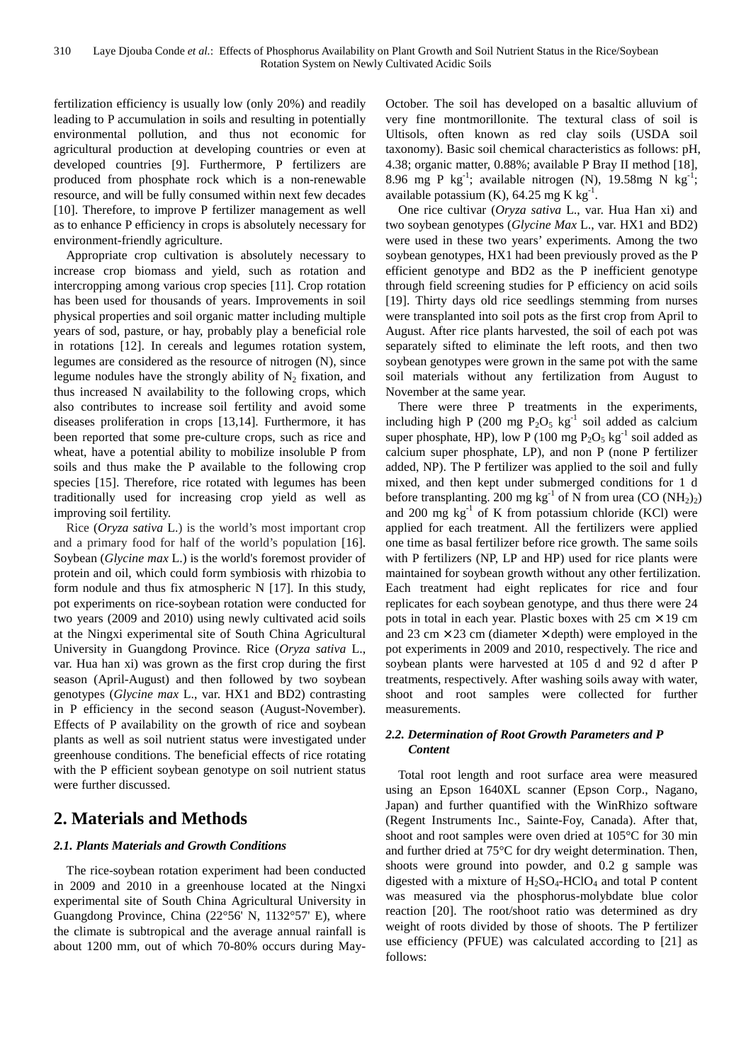fertilization efficiency is usually low (only 20%) and readily leading to P accumulation in soils and resulting in potentially environmental pollution, and thus not economic for agricultural production at developing countries or even at developed countries [9]. Furthermore, P fertilizers are produced from phosphate rock which is a non-renewable resource, and will be fully consumed within next few decades [10]. Therefore, to improve P fertilizer management as well as to enhance P efficiency in crops is absolutely necessary for environment-friendly agriculture.

Appropriate crop cultivation is absolutely necessary to increase crop biomass and yield, such as rotation and intercropping among various crop species [11]. Crop rotation has been used for thousands of years. Improvements in soil physical properties and soil organic matter including multiple years of sod, pasture, or hay, probably play a beneficial role in rotations [12]. In cereals and legumes rotation system, legumes are considered as the resource of nitrogen (N), since legume nodules have the strongly ability of $N_2$ fixation, and thus increased N availability to the following crops, which also contributes to increase soil fertility and avoid some diseases proliferation in crops [13,14]. Furthermore, it has been reported that some pre-culture crops, such as rice and wheat, have a potential ability to mobilize insoluble P from soils and thus make the P available to the following crop species [15]. Therefore, rice rotated with legumes has been traditionally used for increasing crop yield as well as improving soil fertility.

Rice (*Oryza sativa* L.) is the world's most important crop and a primary food for half of the world's population [16]. Soybean (*Glycine max* L.) is the world's foremost provider of protein and oil, which could form symbiosis with rhizobia to form nodule and thus fix atmospheric N [17]. In this study, pot experiments on rice-soybean rotation were conducted for two years (2009 and 2010) using newly cultivated acid soils at the Ningxi experimental site of South China Agricultural University in Guangdong Province. Rice (*Oryza sativa* L., var. Hua han xi) was grown as the first crop during the first season (April-August) and then followed by two soybean genotypes (*Glycine max* L., var. HX1 and BD2) contrasting in P efficiency in the second season (August-November). Effects of P availability on the growth of rice and soybean plants as well as soil nutrient status were investigated under greenhouse conditions. The beneficial effects of rice rotating with the P efficient soybean genotype on soil nutrient status were further discussed.

## 2. Materials and Methods

### 2.1. Plants Materials and Growth Conditions

The rice-soybean rotation experiment had been conducted in 2009 and 2010 in a greenhouse located at the Ningxi experimental site of South China Agricultural University in Guangdong Province, China (22°56' N, 1132°57' E), where the climate is subtropical and the average annual rainfall is about 1200 mm, out of which 70-80% occurs during May-October. The soil has developed on a basaltic alluvium of very fine montmorillonite. The textural class of soil is Ultisols, often known as red clay soils (USDA soil taxonomy). Basic soil chemical characteristics as follows: pH, 4.38; organic matter, 0.88%; available P Bray II method [18], 8.96 mg P $kg^{-1}$; available nitrogen (N), 19.58mg N $kg^{-1}$; available potassium (K), 64.25 mg K $kg^{-1}$.

One rice cultivar (*Oryza sativa* L., var. Hua Han xi) and two soybean genotypes (*Glycine Max* L., var. HX1 and BD2) were used in these two years' experiments. Among the two soybean genotypes, HX1 had been previously proved as the P efficient genotype and BD2 as the P inefficient genotype through field screening studies for P efficiency on acid soils [19]. Thirty days old rice seedlings stemming from nurses were transplanted into soil pots as the first crop from April to August. After rice plants harvested, the soil of each pot was separately sifted to eliminate the left roots, and then two soybean genotypes were grown in the same pot with the same soil materials without any fertilization from August to November at the same year.

There were three P treatments in the experiments, including high P (200 mg $P_2O_5$ $kg^{-1}$ soil added as calcium super phosphate, HP), low P (100 mg $P_2O_5$ $kg^{-1}$ soil added as calcium super phosphate, LP), and non P (none P fertilizer added, NP). The P fertilizer was applied to the soil and fully mixed, and then kept under submerged conditions for 1 d before transplanting. 200 mg $kg^{-1}$ of N from urea ($CO(NH_2)_2$) and 200 mg $kg^{-1}$ of K from potassium chloride (KCl) were applied for each treatment. All the fertilizers were applied one time as basal fertilizer before rice growth. The same soils with P fertilizers (NP, LP and HP) used for rice plants were maintained for soybean growth without any other fertilization. Each treatment had eight replicates for rice and four replicates for each soybean genotype, and thus there were 24 pots in total in each year. Plastic boxes with 25 cm × 19 cm and 23 cm × 23 cm (diameter × depth) were employed in the pot experiments in 2009 and 2010, respectively. The rice and soybean plants were harvested at 105 d and 92 d after P treatments, respectively. After washing soils away with water, shoot and root samples were collected for further measurements.

### 2.2. Determination of Root Growth Parameters and P Content

Total root length and root surface area were measured using an Epson 1640XL scanner (Epson Corp., Nagano, Japan) and further quantified with the WinRhizo software (Regent Instruments Inc., Sainte-Foy, Canada). After that, shoot and root samples were oven dried at 105°C for 30 min and further dried at 75°C for dry weight determination. Then, shoots were ground into powder, and 0.2 g sample was digested with a mixture of $H_2SO_4$-$HClO_4$ and total P content was measured via the phosphorus-molybdate blue color reaction [20]. The root/shoot ratio was determined as dry weight of roots divided by those of shoots. The P fertilizer use efficiency (PFUE) was calculated according to [21] as follows: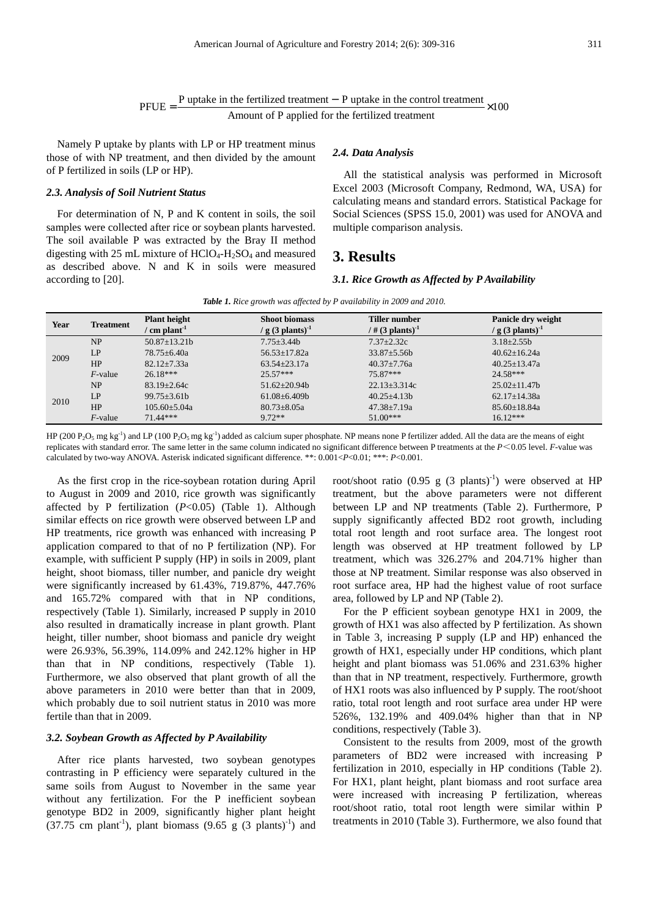$$\text{PFUE} = \frac{\text{P uptake in the fertilized treatment} - \text{P uptake in the control treatment}}{\text{Amount of P applied for the fertilized treatment}} \times 100$$

Namely P uptake by plants with LP or HP treatment minus those of with NP treatment, and then divided by the amount of P fertilized in soils (LP or HP).

### *2.3. Analysis of Soil Nutrient Status*

For determination of N, P and K content in soils, the soil samples were collected after rice or soybean plants harvested. The soil available P was extracted by the Bray II method digesting with 25 mL mixture of $HClO_4$-$H_2SO_4$ and measured as described above. N and K in soils were measured according to [20].

### *2.4. Data Analysis*

All the statistical analysis was performed in Microsoft Excel 2003 (Microsoft Company, Redmond, WA, USA) for calculating means and standard errors. Statistical Package for Social Sciences (SPSS 15.0, 2001) was used for ANOVA and multiple comparison analysis.

## 3. Results

### *3.1. Rice Growth as Affected by P Availability*

***Table 1.*** *Rice growth was affected by P availability in 2009 and 2010.*

| Year | Treatment | Plant height / cm plant$^{-1}$ | Shoot biomass / g (3 plants)$^{-1}$ | Tiller number / # (3 plants)$^{-1}$ | Panicle dry weight / g (3 plants)$^{-1}$ |
|---|---|---|---|---|---|
| 2009 | NP | 50.87±13.21b | 7.75±3.44b | 7.37±2.32c | 3.18±2.55b |
| | LP | 78.75±6.40a | 56.53±17.82a | 33.87±5.56b | 40.62±16.24a |
| | HP | 82.12±7.33a | 63.54±23.17a | 40.37±7.76a | 40.25±13.47a |
| | *F*-value | 26.18*** | 25.57*** | 75.87*** | 24.58*** |
| 2010 | NP | 83.19±2.64c | 51.62±20.94b | 22.13±3.314c | 25.02±11.47b |
| | LP | 99.75±3.61b | 61.08±6.409b | 40.25±4.13b | 62.17±14.38a |
| | HP | 105.60±5.04a | 80.73±8.05a | 47.38±7.19a | 85.60±18.84a |
| | *F*-value | 71.44*** | 9.72** | 51.00*** | 16.12*** |

HP (200 $P_2O_5$ mg kg$^{-1}$) and LP (100 $P_2O_5$ mg kg$^{-1}$) added as calcium super phosphate. NP means none P fertilizer added. All the data are the means of eight replicates with standard error. The same letter in the same column indicated no significant difference between P treatments at the $P<0.05$ level. *F*-value was calculated by two-way ANOVA. Asterisk indicated significant difference. **: $0.001<P<0.01$; ***: $P<0.001$.

As the first crop in the rice-soybean rotation during April to August in 2009 and 2010, rice growth was significantly affected by P fertilization ($P<0.05$) (Table 1). Although similar effects on rice growth were observed between LP and HP treatments, rice growth was enhanced with increasing P application compared to that of no P fertilization (NP). For example, with sufficient P supply (HP) in soils in 2009, plant height, shoot biomass, tiller number, and panicle dry weight were significantly increased by 61.43%, 719.87%, 447.76% and 165.72% compared with that in NP conditions, respectively (Table 1). Similarly, increased P supply in 2010 also resulted in dramatically increase in plant growth. Plant height, tiller number, shoot biomass and panicle dry weight were 26.93%, 56.39%, 114.09% and 242.12% higher in HP than that in NP conditions, respectively (Table 1). Furthermore, we also observed that plant growth of all the above parameters in 2010 were better than that in 2009, which probably due to soil nutrient status in 2010 was more fertile than that in 2009.

### *3.2. Soybean Growth as Affected by P Availability*

After rice plants harvested, two soybean genotypes contrasting in P efficiency were separately cultured in the same soils from August to November in the same year without any fertilization. For the P inefficient soybean genotype BD2 in 2009, significantly higher plant height (37.75 cm plant$^{-1}$), plant biomass (9.65 g (3 plants)$^{-1}$) and root/shoot ratio (0.95 g (3 plants)$^{-1}$) were observed at HP treatment, but the above parameters were not different between LP and NP treatments (Table 2). Furthermore, P supply significantly affected BD2 root growth, including total root length and root surface area. The longest root length was observed at HP treatment followed by LP treatment, which was 326.27% and 204.71% higher than those at NP treatment. Similar response was also observed in root surface area, HP had the highest value of root surface area, followed by LP and NP (Table 2).

For the P efficient soybean genotype HX1 in 2009, the growth of HX1 was also affected by P fertilization. As shown in Table 3, increasing P supply (LP and HP) enhanced the growth of HX1, especially under HP conditions, which plant height and plant biomass was 51.06% and 231.63% higher than that in NP treatment, respectively. Furthermore, growth of HX1 roots was also influenced by P supply. The root/shoot ratio, total root length and root surface area under HP were 526%, 132.19% and 409.04% higher than that in NP conditions, respectively (Table 3).

Consistent to the results from 2009, most of the growth parameters of BD2 were increased with increasing P fertilization in 2010, especially in HP conditions (Table 2). For HX1, plant height, plant biomass and root surface area were increased with increasing P fertilization, whereas root/shoot ratio, total root length were similar within P treatments in 2010 (Table 3). Furthermore, we also found that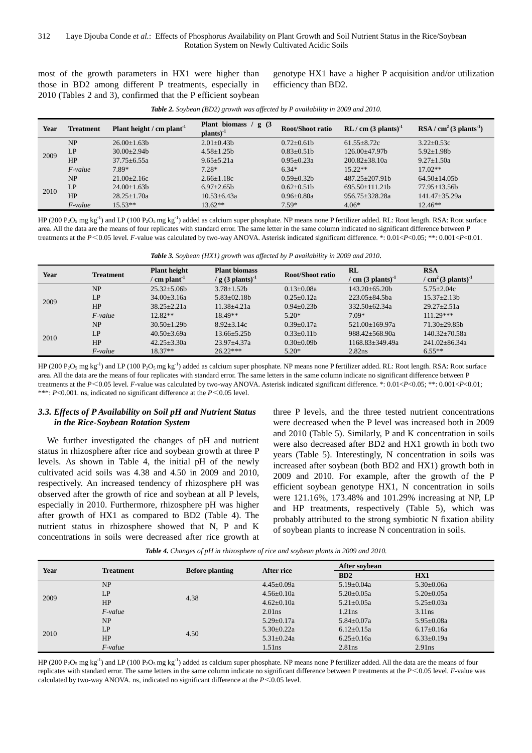most of the growth parameters in HX1 were higher than those in BD2 among different P treatments, especially in 2010 (Tables 2 and 3), confirmed that the P efficient soybean genotype HX1 have a higher P acquisition and/or utilization efficiency than BD2.

***Table 2.*** *Soybean (BD2) growth was affected by P availability in 2009 and 2010.*

| Year | Treatment | Plant height / cm plant$^{-1}$ | Plant biomass / g (3 plants)$^{-1}$ | Root/Shoot ratio | RL / cm (3 plants)$^{-1}$ | RSA / cm$^2$ (3 plants$^{-1}$) |
|---|---|---|---|---|---|---|
| 2009 | NP | 26.00±1.63b | 2.01±0.43b | 0.72±0.61b | 61.55±8.72c | 3.22±0.53c |
| | LP | 30.00±2.94b | 4.58±1.25b | 0.83±0.51b | 126.00±47.97b | 5.92±1.98b |
| | HP | 37.75±6.55a | 9.65±5.21a | 0.95±0.23a | 200.82±38.10a | 9.27±1.50a |
| | *F-value* | 7.89* | 7.28* | 6.34* | 15.22** | 17.02** |
| 2010 | NP | 21.00±2.16c | 2.66±1.18c | 0.59±0.32b | 487.25±207.91b | 64.50±14.05b |
| | LP | 24.00±1.63b | 6.97±2.65b | 0.62±0.51b | 695.50±111.21b | 77.95±13.56b |
| | HP | 28.25±1.70a | 10.53±6.43a | 0.96±0.80a | 956.75±328.28a | 141.47±35.29a |
| | *F-value* | 15.53** | 13.62** | 7.59* | 4.06* | 12.46** |

HP (200 $P_2O_5$ mg kg$^{-1}$) and LP (100 $P_2O_5$ mg kg$^{-1}$) added as calcium super phosphate. NP means none P fertilizer added. RL: Root length. RSA: Root surface area. All the data are the means of four replicates with standard error. The same letter in the same column indicated no significant difference between P treatments at the $P<0.05$ level. *F*-value was calculated by two-way ANOVA. Asterisk indicated significant difference. *: $0.01<P<0.05$; **: $0.001<P<0.01$.

***Table 3.*** *Soybean (HX1) growth was affected by P availability in 2009 and 2010.*

| Year | Treatment | Plant height / cm plant$^{-1}$ | Plant biomass / g (3 plants)$^{-1}$ | Root/Shoot ratio | RL / cm (3 plants)$^{-1}$ | RSA / cm$^2$ (3 plants)$^{-1}$ |
|---|---|---|---|---|---|---|
| 2009 | NP | 25.32±5.06b | 3.78±1.52b | 0.13±0.08a | 143.20±65.20b | 5.75±2.04c |
| | LP | 34.00±3.16a | 5.83±02.18b | 0.25±0.12a | 223.05±84.5ba | 15.37±2.13b |
| | HP | 38.25±2.21a | 11.38±4.21a | 0.94±0.23b | 332.50±62.34a | 29.27±2.51a |
| | *F-value* | 12.82** | 18.49** | 5.20* | 7.09* | 111.29*** |
| 2010 | NP | 30.50±1.29b | 8.92±3.14c | 0.39±0.17a | 521.00±169.97a | 71.30±29.85b |
| | LP | 40.50±3.69a | 13.66±5.25b | 0.33±0.11b | 988.42±568.90a | 140.32±70.58a |
| | HP | 42.25±3.30a | 23.97±4.37a | 0.30±0.09b | 1168.83±349.49a | 241.02±86.34a |
| | *F-value* | 18.37** | 26.22*** | 5.20* | 2.82ns | 6.55** |

HP (200 $P_2O_5$ mg kg$^{-1}$) and LP (100 $P_2O_5$ mg kg$^{-1}$) added as calcium super phosphate. NP means none P fertilizer added. RL: Root length. RSA: Root surface area. All the data are the means of four replicates with standard error. The same letters in the same column indicate no significant difference between P treatments at the $P<0.05$ level. *F*-value was calculated by two-way ANOVA. Asterisk indicated significant difference. *: $0.01<P<0.05$; **: $0.001<P<0.01$; ***: $P<0.001$. ns, indicated no significant difference at the $P<0.05$ level.

### *3.3. Effects of P Availability on Soil pH and Nutrient Status in the Rice-Soybean Rotation System*

We further investigated the changes of pH and nutrient status in rhizosphere after rice and soybean growth at three P levels. As shown in Table 4, the initial pH of the newly cultivated acid soils was 4.38 and 4.50 in 2009 and 2010, respectively. An increased tendency of rhizosphere pH was observed after the growth of rice and soybean at all P levels, especially in 2010. Furthermore, rhizosphere pH was higher after growth of HX1 as compared to BD2 (Table 4). The nutrient status in rhizosphere showed that N, P and K concentrations in soils were decreased after rice growth at three P levels, and the three tested nutrient concentrations were decreased when the P level was increased both in 2009 and 2010 (Table 5). Similarly, P and K concentration in soils were also decreased after BD2 and HX1 growth in both two years (Table 5). Interestingly, N concentration in soils was increased after soybean (both BD2 and HX1) growth both in 2009 and 2010. For example, after the growth of the P efficient soybean genotype HX1, N concentration in soils were 121.16%, 173.48% and 101.29% increasing at NP, LP and HP treatments, respectively (Table 5), which was probably attributed to the strong symbiotic N fixation ability of soybean plants to increase N concentration in soils.

***Table 4.*** *Changes of pH in rhizosphere of rice and soybean plants in 2009 and 2010.*

| Year | Treatment | Before planting | After rice | After soybean | |
|---|---|---|---|---|---|
| | | | | BD2 | HX1 |
| 2009 | NP | 4.38 | 4.45±0.09a | 5.19±0.04a | 5.30±0.06a |
| | LP | | 4.56±0.10a | 5.20±0.05a | 5.20±0.05a |
| | HP | | 4.62±0.10a | 5.21±0.05a | 5.25±0.03a |
| | *F-value* | | 2.01ns | 1.21ns | 3.11ns |
| 2010 | NP | 4.50 | 5.29±0.17a | 5.84±0.07a | 5.95±0.08a |
| | LP | | 5.30±0.22a | 6.12±0.15a | 6.17±0.16a |
| | HP | | 5.31±0.24a | 6.25±0.16a | 6.33±0.19a |
| | *F-value* | | 1.51ns | 2.81ns | 2.91ns |

HP (200 $P_2O_5$ mg kg$^{-1}$) and LP (100 $P_2O_5$ mg kg$^{-1}$) added as calcium super phosphate. NP means none P fertilizer added. All the data are the means of four replicates with standard error. The same letters in the same column indicate no significant difference between P treatments at the $P<0.05$ level. *F*-value was calculated by two-way ANOVA. ns, indicated no significant difference at the $P<0.05$ level.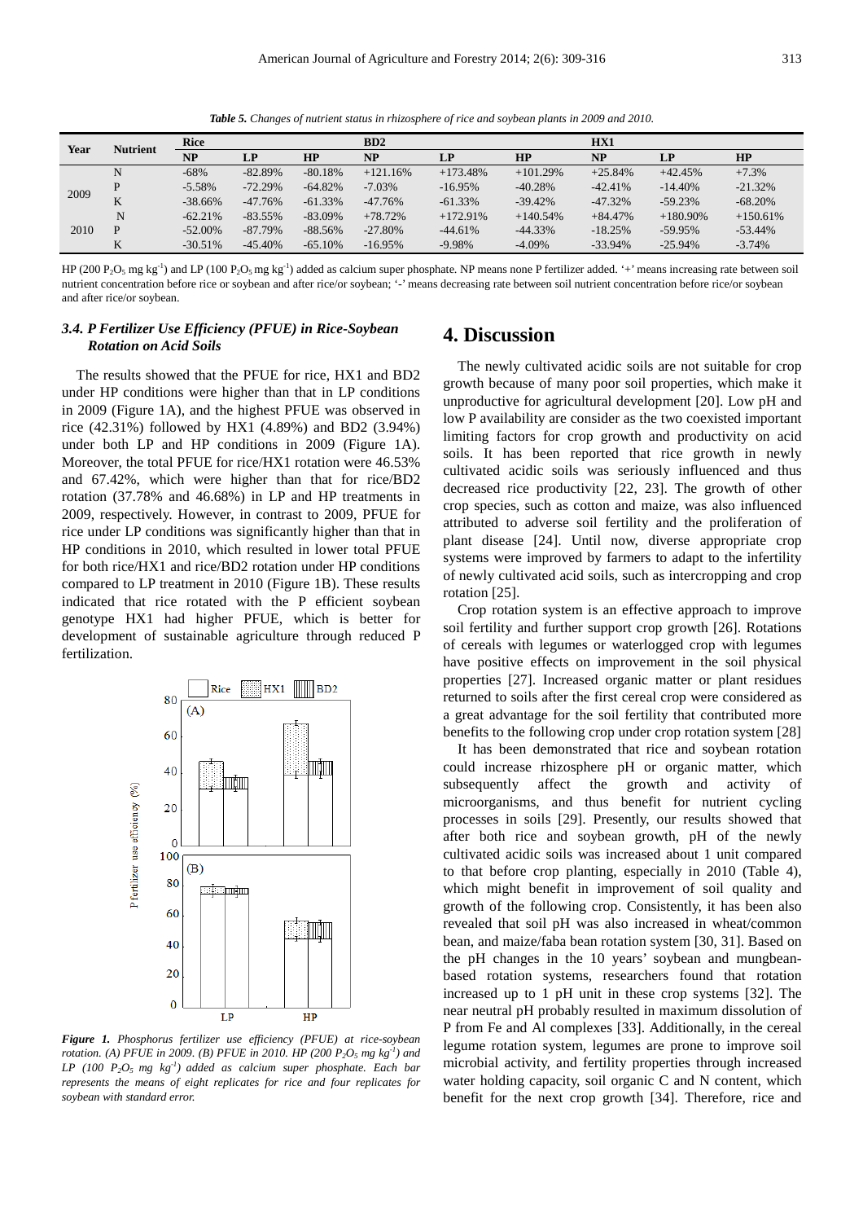***Table 5.*** *Changes of nutrient status in rhizosphere of rice and soybean plants in 2009 and 2010.*

| Year | Nutrient | Rice | | | BD2 | | | HX1 | | |
|---|---|---|---|---|---|---|---|---|---|---|
| | | NP | LP | HP | NP | LP | HP | NP | LP | HP |
| 2009 | N | -68% | -82.89% | -80.18% | +121.16% | +173.48% | +101.29% | +25.84% | +42.45% | +7.3% |
| | P | -5.58% | -72.29% | -64.82% | -7.03% | -16.95% | -40.28% | -42.41% | -14.40% | -21.32% |
| | K | -38.66% | -47.76% | -61.33% | -47.76% | -61.33% | -39.42% | -47.32% | -59.23% | -68.20% |
| 2010 | N | -62.21% | -83.55% | -83.09% | +78.72% | +172.91% | +140.54% | +84.47% | +180.90% | +150.61% |
| | P | -52.00% | -87.79% | -88.56% | -27.80% | -44.61% | -44.33% | -18.25% | -59.95% | -53.44% |
| | K | -30.51% | -45.40% | -65.10% | -16.95% | -9.98% | -4.09% | -33.94% | -25.94% | -3.74% |

HP (200 $P_2O_5$ mg $kg^{-1}$) and LP (100 $P_2O_5$ mg $kg^{-1}$) added as calcium super phosphate. NP means none P fertilizer added. '+' means increasing rate between soil nutrient concentration before rice or soybean and after rice/or soybean; '-' means decreasing rate between soil nutrient concentration before rice/or soybean and after rice/or soybean.

### *3.4. P Fertilizer Use Efficiency (PFUE) in Rice-Soybean Rotation on Acid Soils*

The results showed that the PFUE for rice, HX1 and BD2 under HP conditions were higher than that in LP conditions in 2009 (Figure 1A), and the highest PFUE was observed in rice (42.31%) followed by HX1 (4.89%) and BD2 (3.94%) under both LP and HP conditions in 2009 (Figure 1A). Moreover, the total PFUE for rice/HX1 rotation were 46.53% and 67.42%, which were higher than that for rice/BD2 rotation (37.78% and 46.68%) in LP and HP treatments in 2009, respectively. However, in contrast to 2009, PFUE for rice under LP conditions was significantly higher than that in HP conditions in 2010, which resulted in lower total PFUE for both rice/HX1 and rice/BD2 rotation under HP conditions compared to LP treatment in 2010 (Figure 1B). These results indicated that rice rotated with the P efficient soybean genotype HX1 had higher PFUE, which is better for development of sustainable agriculture through reduced P fertilization.

***Figure 1.*** *Phosphorus fertilizer use efficiency (PFUE) at rice-soybean rotation. (A) PFUE in 2009. (B) PFUE in 2010. HP (200 $P_2O_5$ mg $kg^{-1}$) and LP (100 $P_2O_5$ mg $kg^{-1}$) added as calcium super phosphate. Each bar represents the means of eight replicates for rice and four replicates for soybean with standard error.*

## 4. Discussion

The newly cultivated acidic soils are not suitable for crop growth because of many poor soil properties, which make it unproductive for agricultural development [20]. Low pH and low P availability are consider as the two coexisted important limiting factors for crop growth and productivity on acid soils. It has been reported that rice growth in newly cultivated acidic soils was seriously influenced and thus decreased rice productivity [22, 23]. The growth of other crop species, such as cotton and maize, was also influenced attributed to adverse soil fertility and the proliferation of plant disease [24]. Until now, diverse appropriate crop systems were improved by farmers to adapt to the infertility of newly cultivated acid soils, such as intercropping and crop rotation [25].

Crop rotation system is an effective approach to improve soil fertility and further support crop growth [26]. Rotations of cereals with legumes or waterlogged crop with legumes have positive effects on improvement in the soil physical properties [27]. Increased organic matter or plant residues returned to soils after the first cereal crop were considered as a great advantage for the soil fertility that contributed more benefits to the following crop under crop rotation system [28]

It has been demonstrated that rice and soybean rotation could increase rhizosphere pH or organic matter, which subsequently affect the growth and activity of microorganisms, and thus benefit for nutrient cycling processes in soils [29]. Presently, our results showed that after both rice and soybean growth, pH of the newly cultivated acidic soils was increased about 1 unit compared to that before crop planting, especially in 2010 (Table 4), which might benefit in improvement of soil quality and growth of the following crop. Consistently, it has been also revealed that soil pH was also increased in wheat/common bean, and maize/faba bean rotation system [30, 31]. Based on the pH changes in the 10 years' soybean and mungbean-based rotation systems, researchers found that rotation increased up to 1 pH unit in these crop systems [32]. The near neutral pH probably resulted in maximum dissolution of P from Fe and Al complexes [33]. Additionally, in the cereal legume rotation system, legumes are prone to improve soil microbial activity, and fertility properties through increased water holding capacity, soil organic C and N content, which benefit for the next crop growth [34]. Therefore, rice and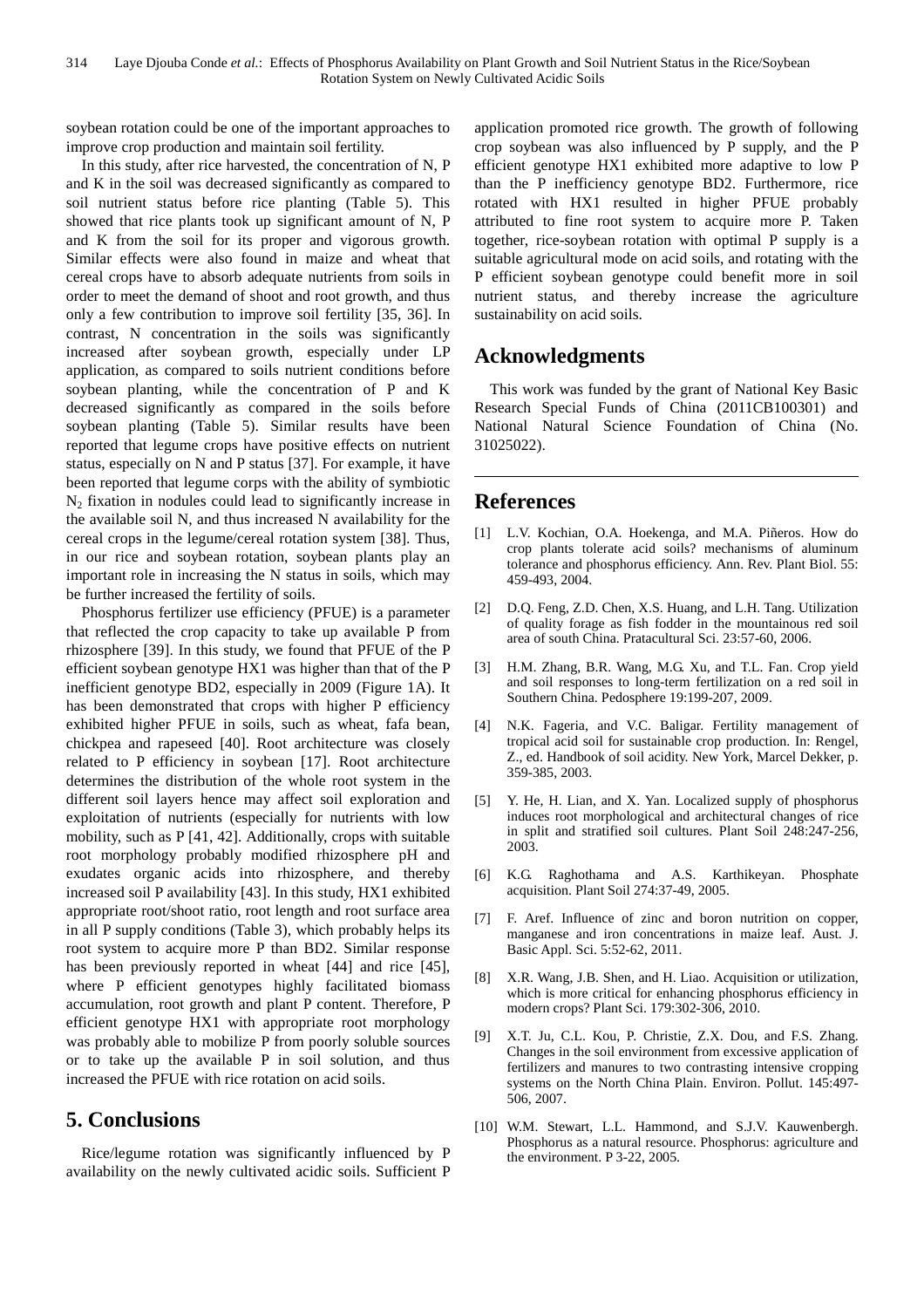soybean rotation could be one of the important approaches to improve crop production and maintain soil fertility.

In this study, after rice harvested, the concentration of N, P and K in the soil was decreased significantly as compared to soil nutrient status before rice planting (Table 5). This showed that rice plants took up significant amount of N, P and K from the soil for its proper and vigorous growth. Similar effects were also found in maize and wheat that cereal crops have to absorb adequate nutrients from soils in order to meet the demand of shoot and root growth, and thus only a few contribution to improve soil fertility [35, 36]. In contrast, N concentration in the soils was significantly increased after soybean growth, especially under LP application, as compared to soils nutrient conditions before soybean planting, while the concentration of P and K decreased significantly as compared in the soils before soybean planting (Table 5). Similar results have been reported that legume crops have positive effects on nutrient status, especially on N and P status [37]. For example, it have been reported that legume corps with the ability of symbiotic $N_2$ fixation in nodules could lead to significantly increase in the available soil N, and thus increased N availability for the cereal crops in the legume/cereal rotation system [38]. Thus, in our rice and soybean rotation, soybean plants play an important role in increasing the N status in soils, which may be further increased the fertility of soils.

Phosphorus fertilizer use efficiency (PFUE) is a parameter that reflected the crop capacity to take up available P from rhizosphere [39]. In this study, we found that PFUE of the P efficient soybean genotype HX1 was higher than that of the P inefficient genotype BD2, especially in 2009 (Figure 1A). It has been demonstrated that crops with higher P efficiency exhibited higher PFUE in soils, such as wheat, fafa bean, chickpea and rapeseed [40]. Root architecture was closely related to P efficiency in soybean [17]. Root architecture determines the distribution of the whole root system in the different soil layers hence may affect soil exploration and exploitation of nutrients (especially for nutrients with low mobility, such as P [41, 42]. Additionally, crops with suitable root morphology probably modified rhizosphere pH and exudates organic acids into rhizosphere, and thereby increased soil P availability [43]. In this study, HX1 exhibited appropriate root/shoot ratio, root length and root surface area in all P supply conditions (Table 3), which probably helps its root system to acquire more P than BD2. Similar response has been previously reported in wheat [44] and rice [45], where P efficient genotypes highly facilitated biomass accumulation, root growth and plant P content. Therefore, P efficient genotype HX1 with appropriate root morphology was probably able to mobilize P from poorly soluble sources or to take up the available P in soil solution, and thus increased the PFUE with rice rotation on acid soils.

## 5. Conclusions

Rice/legume rotation was significantly influenced by P availability on the newly cultivated acidic soils. Sufficient P application promoted rice growth. The growth of following crop soybean was also influenced by P supply, and the P efficient genotype HX1 exhibited more adaptive to low P than the P inefficiency genotype BD2. Furthermore, rice rotated with HX1 resulted in higher PFUE probably attributed to fine root system to acquire more P. Taken together, rice-soybean rotation with optimal P supply is a suitable agricultural mode on acid soils, and rotating with the P efficient soybean genotype could benefit more in soil nutrient status, and thereby increase the agriculture sustainability on acid soils.

## Acknowledgments

This work was funded by the grant of National Key Basic Research Special Funds of China (2011CB100301) and National Natural Science Foundation of China (No. 31025022).

## References

[1] L.V. Kochian, O.A. Hoekenga, and M.A. Piñeros. How do crop plants tolerate acid soils? mechanisms of aluminum tolerance and phosphorus efficiency. Ann. Rev. Plant Biol. 55: 459-493, 2004.

[2] D.Q. Feng, Z.D. Chen, X.S. Huang, and L.H. Tang. Utilization of quality forage as fish fodder in the mountainous red soil area of south China. Pratacultural Sci. 23:57-60, 2006.

[3] H.M. Zhang, B.R. Wang, M.G. Xu, and T.L. Fan. Crop yield and soil responses to long-term fertilization on a red soil in Southern China. Pedosphere 19:199-207, 2009.

[4] N.K. Fageria, and V.C. Baligar. Fertility management of tropical acid soil for sustainable crop production. In: Rengel, Z., ed. Handbook of soil acidity. New York, Marcel Dekker, p. 359-385, 2003.

[5] Y. He, H. Lian, and X. Yan. Localized supply of phosphorus induces root morphological and architectural changes of rice in split and stratified soil cultures. Plant Soil 248:247-256, 2003.

[6] K.G. Raghothama and A.S. Karthikeyan. Phosphate acquisition. Plant Soil 274:37-49, 2005.

[7] F. Aref. Influence of zinc and boron nutrition on copper, manganese and iron concentrations in maize leaf. Aust. J. Basic Appl. Sci. 5:52-62, 2011.

[8] X.R. Wang, J.B. Shen, and H. Liao. Acquisition or utilization, which is more critical for enhancing phosphorus efficiency in modern crops? Plant Sci. 179:302-306, 2010.

[9] X.T. Ju, C.L. Kou, P. Christie, Z.X. Dou, and F.S. Zhang. Changes in the soil environment from excessive application of fertilizers and manures to two contrasting intensive cropping systems on the North China Plain. Environ. Pollut. 145:497-506, 2007.

[10] W.M. Stewart, L.L. Hammond, and S.J.V. Kauwenbergh. Phosphorus as a natural resource. Phosphorus: agriculture and the environment. P 3-22, 2005.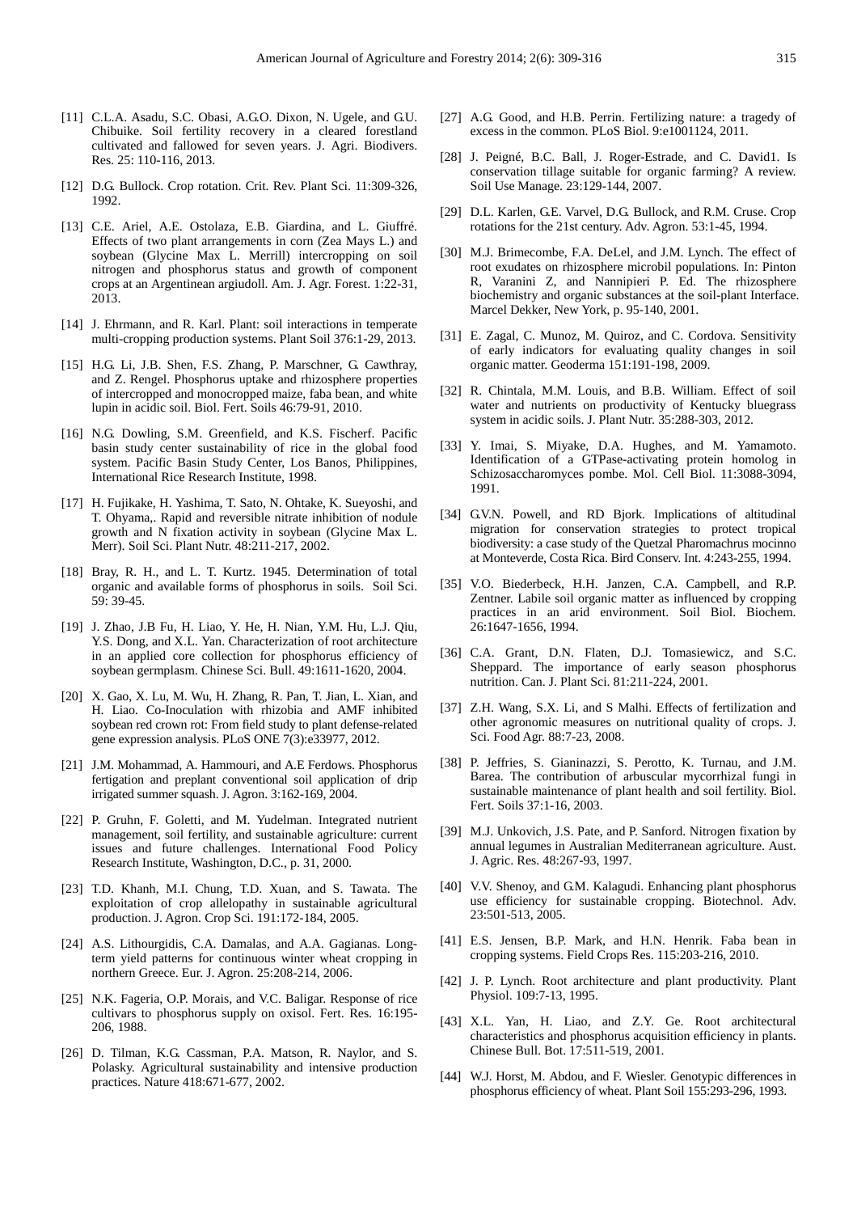[11] C.L.A. Asadu, S.C. Obasi, A.G.O. Dixon, N. Ugele, and G.U. Chibuike. Soil fertility recovery in a cleared forestland cultivated and fallowed for seven years. J. Agri. Biodivers. Res. 25: 110-116, 2013.

[12] D.G. Bullock. Crop rotation. Crit. Rev. Plant Sci. 11:309-326, 1992.

[13] C.E. Ariel, A.E. Ostolaza, E.B. Giardina, and L. Giuffré. Effects of two plant arrangements in corn (Zea Mays L.) and soybean (Glycine Max L. Merrill) intercropping on soil nitrogen and phosphorus status and growth of component crops at an Argentinean argiudoll. Am. J. Agr. Forest. 1:22-31, 2013.

[14] J. Ehrmann, and R. Karl. Plant: soil interactions in temperate multi-cropping production systems. Plant Soil 376:1-29, 2013.

[15] H.G. Li, J.B. Shen, F.S. Zhang, P. Marschner, G. Cawthray, and Z. Rengel. Phosphorus uptake and rhizosphere properties of intercropped and monocropped maize, faba bean, and white lupin in acidic soil. Biol. Fert. Soils 46:79-91, 2010.

[16] N.G. Dowling, S.M. Greenfield, and K.S. Fischerf. Pacific basin study center sustainability of rice in the global food system. Pacific Basin Study Center, Los Banos, Philippines, International Rice Research Institute, 1998.

[17] H. Fujikake, H. Yashima, T. Sato, N. Ohtake, K. Sueyoshi, and T. Ohyama,. Rapid and reversible nitrate inhibition of nodule growth and N fixation activity in soybean (Glycine Max L. Merr). Soil Sci. Plant Nutr. 48:211-217, 2002.

[18] Bray, R. H., and L. T. Kurtz. 1945. Determination of total organic and available forms of phosphorus in soils. Soil Sci. 59: 39-45.

[19] J. Zhao, J.B Fu, H. Liao, Y. He, H. Nian, Y.M. Hu, L.J. Qiu, Y.S. Dong, and X.L. Yan. Characterization of root architecture in an applied core collection for phosphorus efficiency of soybean germplasm. Chinese Sci. Bull. 49:1611-1620, 2004.

[20] X. Gao, X. Lu, M. Wu, H. Zhang, R. Pan, T. Jian, L. Xian, and H. Liao. Co-Inoculation with rhizobia and AMF inhibited soybean red crown rot: From field study to plant defense-related gene expression analysis. PLoS ONE 7(3):e33977, 2012.

[21] J.M. Mohammad, A. Hammouri, and A.E Ferdows. Phosphorus fertigation and preplant conventional soil application of drip irrigated summer squash. J. Agron. 3:162-169, 2004.

[22] P. Gruhn, F. Goletti, and M. Yudelman. Integrated nutrient management, soil fertility, and sustainable agriculture: current issues and future challenges. International Food Policy Research Institute, Washington, D.C., p. 31, 2000.

[23] T.D. Khanh, M.I. Chung, T.D. Xuan, and S. Tawata. The exploitation of crop allelopathy in sustainable agricultural production. J. Agron. Crop Sci. 191:172-184, 2005.

[24] A.S. Lithourgidis, C.A. Damalas, and A.A. Gagianas. Long-term yield patterns for continuous winter wheat cropping in northern Greece. Eur. J. Agron. 25:208-214, 2006.

[25] N.K. Fageria, O.P. Morais, and V.C. Baligar. Response of rice cultivars to phosphorus supply on oxisol. Fert. Res. 16:195-206, 1988.

[26] D. Tilman, K.G. Cassman, P.A. Matson, R. Naylor, and S. Polasky. Agricultural sustainability and intensive production practices. Nature 418:671-677, 2002.

[27] A.G. Good, and H.B. Perrin. Fertilizing nature: a tragedy of excess in the common. PLoS Biol. 9:e1001124, 2011.

[28] J. Peigné, B.C. Ball, J. Roger-Estrade, and C. David1. Is conservation tillage suitable for organic farming? A review. Soil Use Manage. 23:129-144, 2007.

[29] D.L. Karlen, G.E. Varvel, D.G. Bullock, and R.M. Cruse. Crop rotations for the 21st century. Adv. Agron. 53:1-45, 1994.

[30] M.J. Brimecombe, F.A. DeLel, and J.M. Lynch. The effect of root exudates on rhizosphere microbil populations. In: Pinton R, Varanini Z, and Nannipieri P. Ed. The rhizosphere biochemistry and organic substances at the soil-plant Interface. Marcel Dekker, New York, p. 95-140, 2001.

[31] E. Zagal, C. Munoz, M. Quiroz, and C. Cordova. Sensitivity of early indicators for evaluating quality changes in soil organic matter. Geoderma 151:191-198, 2009.

[32] R. Chintala, M.M. Louis, and B.B. William. Effect of soil water and nutrients on productivity of Kentucky bluegrass system in acidic soils. J. Plant Nutr. 35:288-303, 2012.

[33] Y. Imai, S. Miyake, D.A. Hughes, and M. Yamamoto. Identification of a GTPase-activating protein homolog in Schizosaccharomyces pombe. Mol. Cell Biol. 11:3088-3094, 1991.

[34] G.V.N. Powell, and RD Bjork. Implications of altitudinal migration for conservation strategies to protect tropical biodiversity: a case study of the Quetzal Pharomachrus mocinno at Monteverde, Costa Rica. Bird Conserv. Int. 4:243-255, 1994.

[35] V.O. Biederbeck, H.H. Janzen, C.A. Campbell, and R.P. Zentner. Labile soil organic matter as influenced by cropping practices in an arid environment. Soil Biol. Biochem. 26:1647-1656, 1994.

[36] C.A. Grant, D.N. Flaten, D.J. Tomasiewicz, and S.C. Sheppard. The importance of early season phosphorus nutrition. Can. J. Plant Sci. 81:211-224, 2001.

[37] Z.H. Wang, S.X. Li, and S Malhi. Effects of fertilization and other agronomic measures on nutritional quality of crops. J. Sci. Food Agr. 88:7-23, 2008.

[38] P. Jeffries, S. Gianinazzi, S. Perotto, K. Turnau, and J.M. Barea. The contribution of arbuscular mycorrhizal fungi in sustainable maintenance of plant health and soil fertility. Biol. Fert. Soils 37:1-16, 2003.

[39] M.J. Unkovich, J.S. Pate, and P. Sanford. Nitrogen fixation by annual legumes in Australian Mediterranean agriculture. Aust. J. Agric. Res. 48:267-93, 1997.

[40] V.V. Shenoy, and G.M. Kalagudi. Enhancing plant phosphorus use efficiency for sustainable cropping. Biotechnol. Adv. 23:501-513, 2005.

[41] E.S. Jensen, B.P. Mark, and H.N. Henrik. Faba bean in cropping systems. Field Crops Res. 115:203-216, 2010.

[42] J. P. Lynch. Root architecture and plant productivity. Plant Physiol. 109:7-13, 1995.

[43] X.L. Yan, H. Liao, and Z.Y. Ge. Root architectural characteristics and phosphorus acquisition efficiency in plants. Chinese Bull. Bot. 17:511-519, 2001.

[44] W.J. Horst, M. Abdou, and F. Wiesler. Genotypic differences in phosphorus efficiency of wheat. Plant Soil 155:293-296, 1993.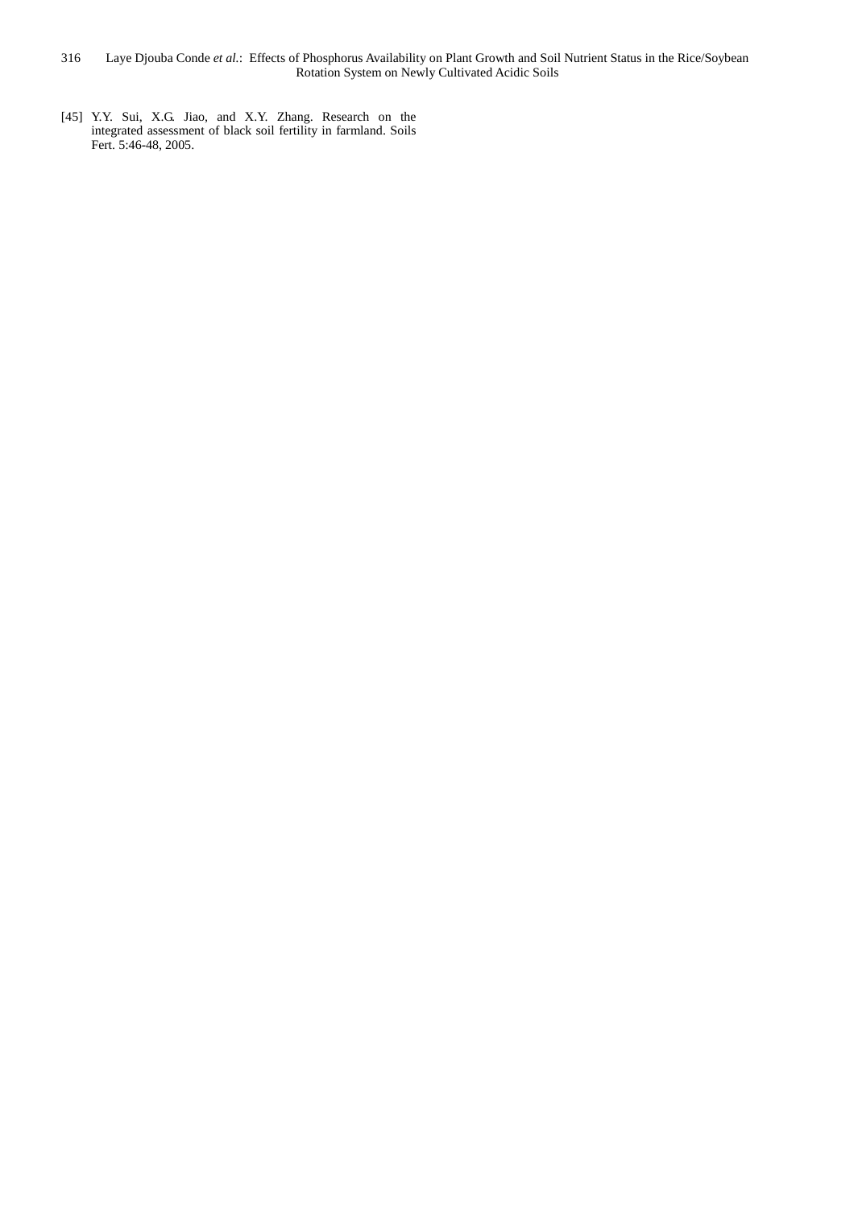[45] Y.Y. Sui, X.G. Jiao, and X.Y. Zhang. Research on the integrated assessment of black soil fertility in farmland. Soils Fert. 5:46-48, 2005.